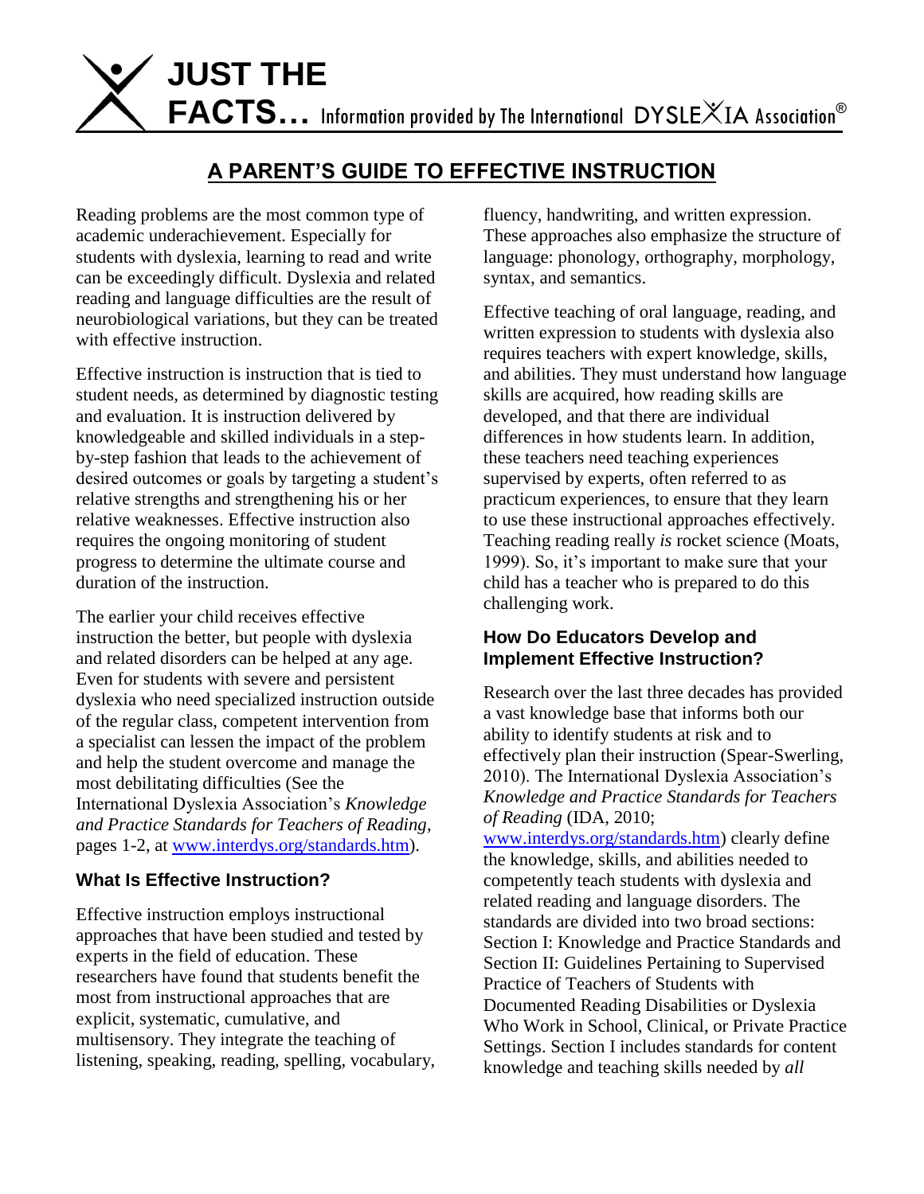**JUST THE FACTS…** Information provided by The International DYSLEXIA Association®

# A PARENT'S GUIDE TO EFFECTIVE INSTRUCTION

Reading problems are the most common type of academic underachievement. Especially for students with dyslexia, learning to read and write can be exceedingly difficult. Dyslexia and related reading and language difficulties are the result of neurobiological variations, but they can be treated with effective instruction.

Effective instruction is instruction that is tied to student needs, as determined by diagnostic testing and evaluation. It is instruction delivered by knowledgeable and skilled individuals in a step-by-step fashion that leads to the achievement of desired outcomes or goals by targeting a student's relative strengths and strengthening his or her relative weaknesses. Effective instruction also requires the ongoing monitoring of student progress to determine the ultimate course and duration of the instruction.

The earlier your child receives effective instruction the better, but people with dyslexia and related disorders can be helped at any age. Even for students with severe and persistent dyslexia who need specialized instruction outside of the regular class, competent intervention from a specialist can lessen the impact of the problem and help the student overcome and manage the most debilitating difficulties (See the International Dyslexia Association's *Knowledge and Practice Standards for Teachers of Reading*, pages 1-2, at www.interdys.org/standards.htm).

## What Is Effective Instruction?

Effective instruction employs instructional approaches that have been studied and tested by experts in the field of education. These researchers have found that students benefit the most from instructional approaches that are explicit, systematic, cumulative, and multisensory. They integrate the teaching of listening, speaking, reading, spelling, vocabulary, fluency, handwriting, and written expression. These approaches also emphasize the structure of language: phonology, orthography, morphology, syntax, and semantics.

Effective teaching of oral language, reading, and written expression to students with dyslexia also requires teachers with expert knowledge, skills, and abilities. They must understand how language skills are acquired, how reading skills are developed, and that there are individual differences in how students learn. In addition, these teachers need teaching experiences supervised by experts, often referred to as practicum experiences, to ensure that they learn to use these instructional approaches effectively. Teaching reading really *is* rocket science (Moats, 1999). So, it's important to make sure that your child has a teacher who is prepared to do this challenging work.

## How Do Educators Develop and Implement Effective Instruction?

Research over the last three decades has provided a vast knowledge base that informs both our ability to identify students at risk and to effectively plan their instruction (Spear-Swerling, 2010). The International Dyslexia Association's *Knowledge and Practice Standards for Teachers of Reading* (IDA, 2010; www.interdys.org/standards.htm) clearly define the knowledge, skills, and abilities needed to competently teach students with dyslexia and related reading and language disorders. The standards are divided into two broad sections: Section I: Knowledge and Practice Standards and Section II: Guidelines Pertaining to Supervised Practice of Teachers of Students with Documented Reading Disabilities or Dyslexia Who Work in School, Clinical, or Private Practice Settings. Section I includes standards for content knowledge and teaching skills needed by *all*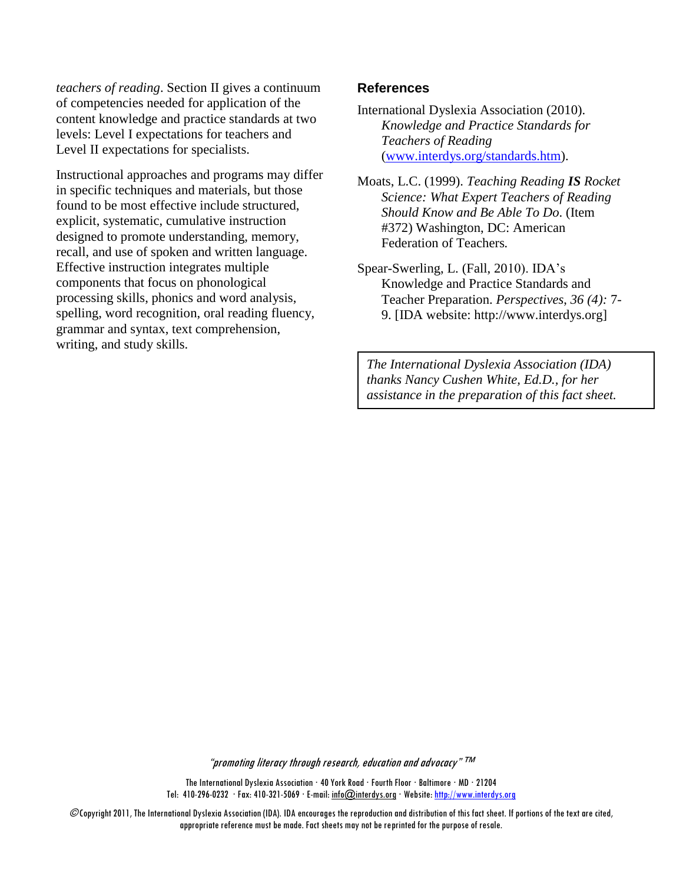*teachers of reading*. Section II gives a continuum of competencies needed for application of the content knowledge and practice standards at two levels: Level I expectations for teachers and Level II expectations for specialists.

Instructional approaches and programs may differ in specific techniques and materials, but those found to be most effective include structured, explicit, systematic, cumulative instruction designed to promote understanding, memory, recall, and use of spoken and written language. Effective instruction integrates multiple components that focus on phonological processing skills, phonics and word analysis, spelling, word recognition, oral reading fluency, grammar and syntax, text comprehension, writing, and study skills.

## References

International Dyslexia Association (2010). *Knowledge and Practice Standards for Teachers of Reading* (www.interdys.org/standards.htm).

Moats, L.C. (1999). *Teaching Reading **IS** Rocket Science: What Expert Teachers of Reading Should Know and Be Able To Do*. (Item #372) Washington, DC: American Federation of Teachers.

Spear-Swerling, L. (Fall, 2010). IDA's Knowledge and Practice Standards and Teacher Preparation. *Perspectives, 36 (4):* 7-9. [IDA website: http://www.interdys.org]

*The International Dyslexia Association (IDA) thanks Nancy Cushen White, Ed.D., for her assistance in the preparation of this fact sheet.*

*"promoting literacy through research, education and advocacy" ™*

The International Dyslexia Association · 40 York Road · Fourth Floor · Baltimore · MD · 21204
Tel: 410-296-0232 · Fax: 410-321-5069 · E-mail: info@interdys.org · Website: http://www.interdys.org

©Copyright 2011, The International Dyslexia Association (IDA). IDA encourages the reproduction and distribution of this fact sheet. If portions of the text are cited, appropriate reference must be made. Fact sheets may not be reprinted for the purpose of resale.